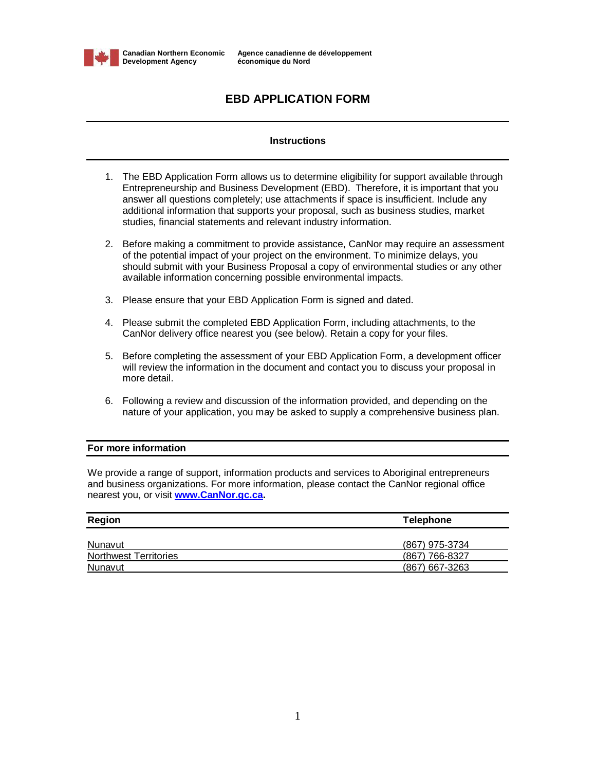Canadian Northern Economic Development Agency — Agence canadienne de développement économique du Nord

# EBD APPLICATION FORM

## Instructions

1. The EBD Application Form allows us to determine eligibility for support available through Entrepreneurship and Business Development (EBD). Therefore, it is important that you answer all questions completely; use attachments if space is insufficient. Include any additional information that supports your proposal, such as business studies, market studies, financial statements and relevant industry information.

2. Before making a commitment to provide assistance, CanNor may require an assessment of the potential impact of your project on the environment. To minimize delays, you should submit with your Business Proposal a copy of environmental studies or any other available information concerning possible environmental impacts.

3. Please ensure that your EBD Application Form is signed and dated.

4. Please submit the completed EBD Application Form, including attachments, to the CanNor delivery office nearest you (see below). Retain a copy for your files.

5. Before completing the assessment of your EBD Application Form, a development officer will review the information in the document and contact you to discuss your proposal in more detail.

6. Following a review and discussion of the information provided, and depending on the nature of your application, you may be asked to supply a comprehensive business plan.

## For more information

We provide a range of support, information products and services to Aboriginal entrepreneurs and business organizations. For more information, please contact the CanNor regional office nearest you, or visit **www.CanNor.gc.ca**.

| Region | Telephone |
|---|---|
| Nunavut | (867) 975-3734 |
| Northwest Territories | (867) 766-8327 |
| Nunavut | (867) 667-3263 |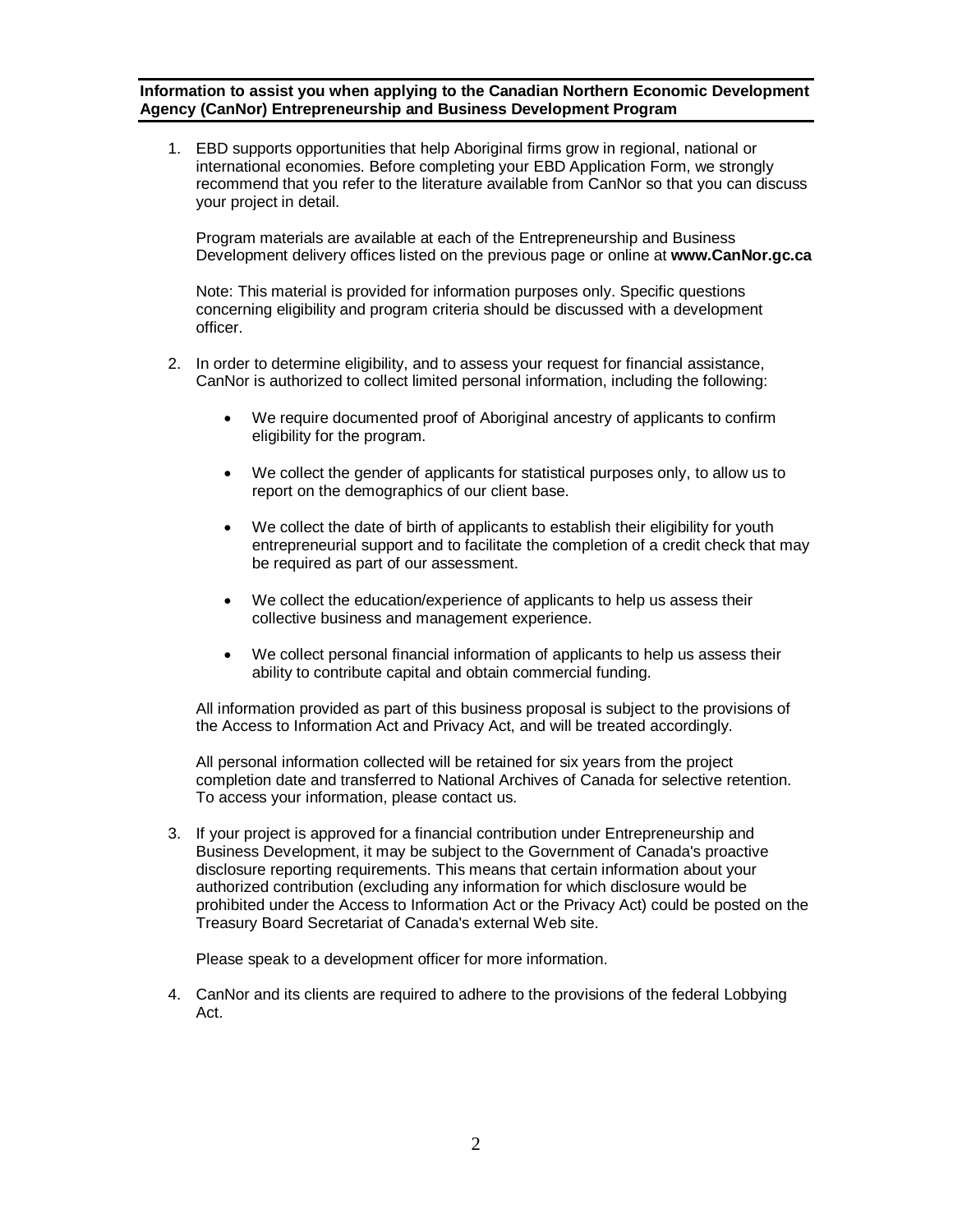**Information to assist you when applying to the Canadian Northern Economic Development Agency (CanNor) Entrepreneurship and Business Development Program**

1. EBD supports opportunities that help Aboriginal firms grow in regional, national or international economies. Before completing your EBD Application Form, we strongly recommend that you refer to the literature available from CanNor so that you can discuss your project in detail.

   Program materials are available at each of the Entrepreneurship and Business Development delivery offices listed on the previous page or online at **www.CanNor.gc.ca**

   Note: This material is provided for information purposes only. Specific questions concerning eligibility and program criteria should be discussed with a development officer.

2. In order to determine eligibility, and to assess your request for financial assistance, CanNor is authorized to collect limited personal information, including the following:

   - We require documented proof of Aboriginal ancestry of applicants to confirm eligibility for the program.
   - We collect the gender of applicants for statistical purposes only, to allow us to report on the demographics of our client base.
   - We collect the date of birth of applicants to establish their eligibility for youth entrepreneurial support and to facilitate the completion of a credit check that may be required as part of our assessment.
   - We collect the education/experience of applicants to help us assess their collective business and management experience.
   - We collect personal financial information of applicants to help us assess their ability to contribute capital and obtain commercial funding.

   All information provided as part of this business proposal is subject to the provisions of the Access to Information Act and Privacy Act, and will be treated accordingly.

   All personal information collected will be retained for six years from the project completion date and transferred to National Archives of Canada for selective retention. To access your information, please contact us.

3. If your project is approved for a financial contribution under Entrepreneurship and Business Development, it may be subject to the Government of Canada's proactive disclosure reporting requirements. This means that certain information about your authorized contribution (excluding any information for which disclosure would be prohibited under the Access to Information Act or the Privacy Act) could be posted on the Treasury Board Secretariat of Canada's external Web site.

   Please speak to a development officer for more information.

4. CanNor and its clients are required to adhere to the provisions of the federal Lobbying Act.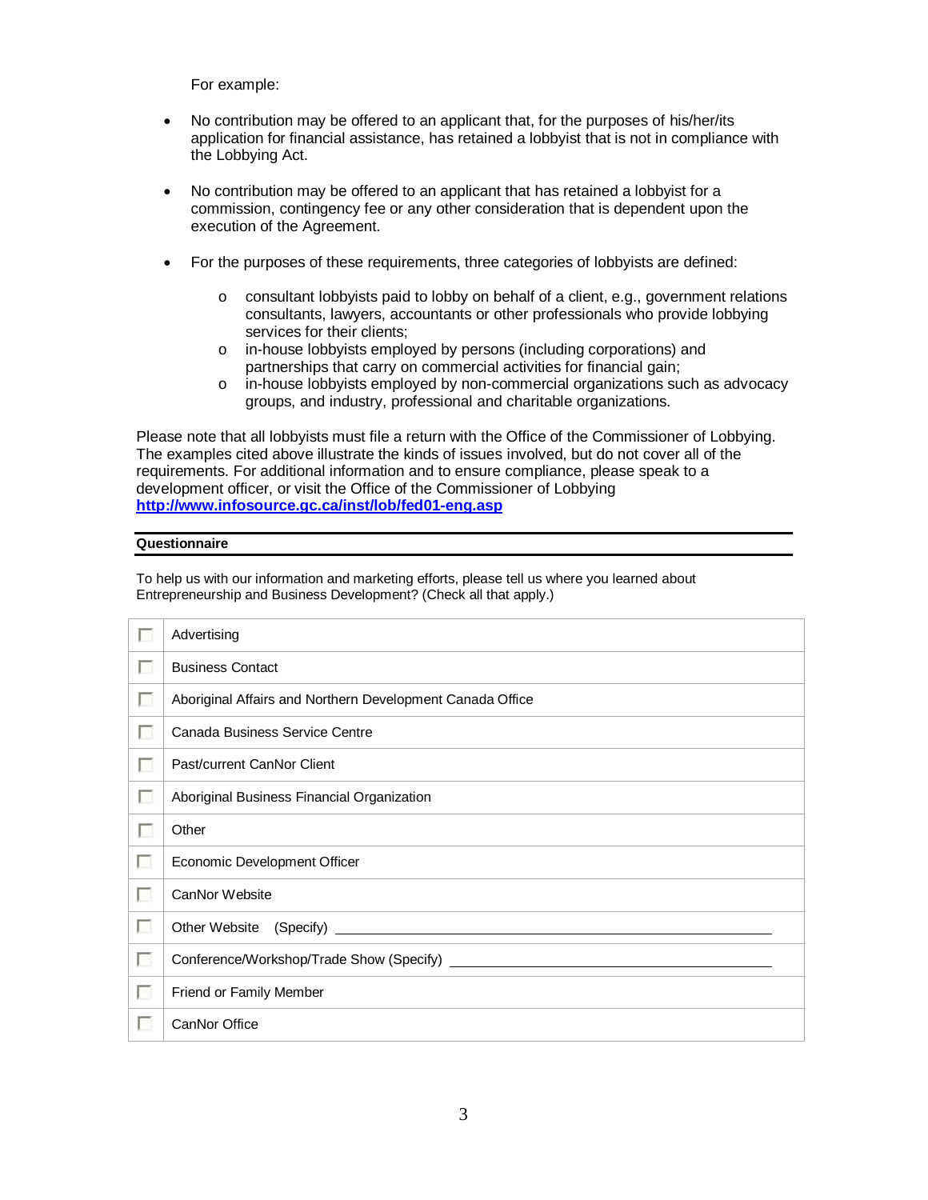For example:

- No contribution may be offered to an applicant that, for the purposes of his/her/its application for financial assistance, has retained a lobbyist that is not in compliance with the Lobbying Act.

- No contribution may be offered to an applicant that has retained a lobbyist for a commission, contingency fee or any other consideration that is dependent upon the execution of the Agreement.

- For the purposes of these requirements, three categories of lobbyists are defined:

    - consultant lobbyists paid to lobby on behalf of a client, e.g., government relations consultants, lawyers, accountants or other professionals who provide lobbying services for their clients;
    - in-house lobbyists employed by persons (including corporations) and partnerships that carry on commercial activities for financial gain;
    - in-house lobbyists employed by non-commercial organizations such as advocacy groups, and industry, professional and charitable organizations.

Please note that all lobbyists must file a return with the Office of the Commissioner of Lobbying. The examples cited above illustrate the kinds of issues involved, but do not cover all of the requirements. For additional information and to ensure compliance, please speak to a development officer, or visit the Office of the Commissioner of Lobbying **http://www.infosource.gc.ca/inst/lob/fed01-eng.asp**

**Questionnaire**

To help us with our information and marketing efforts, please tell us where you learned about Entrepreneurship and Business Development? (Check all that apply.)

| | |
|---|---|
| ☐ | Advertising |
| ☐ | Business Contact |
| ☐ | Aboriginal Affairs and Northern Development Canada Office |
| ☐ | Canada Business Service Centre |
| ☐ | Past/current CanNor Client |
| ☐ | Aboriginal Business Financial Organization |
| ☐ | Other |
| ☐ | Economic Development Officer |
| ☐ | CanNor Website |
| ☐ | Other Website (Specify) ____________________ |
| ☐ | Conference/Workshop/Trade Show (Specify) ____________________ |
| ☐ | Friend or Family Member |
| ☐ | CanNor Office |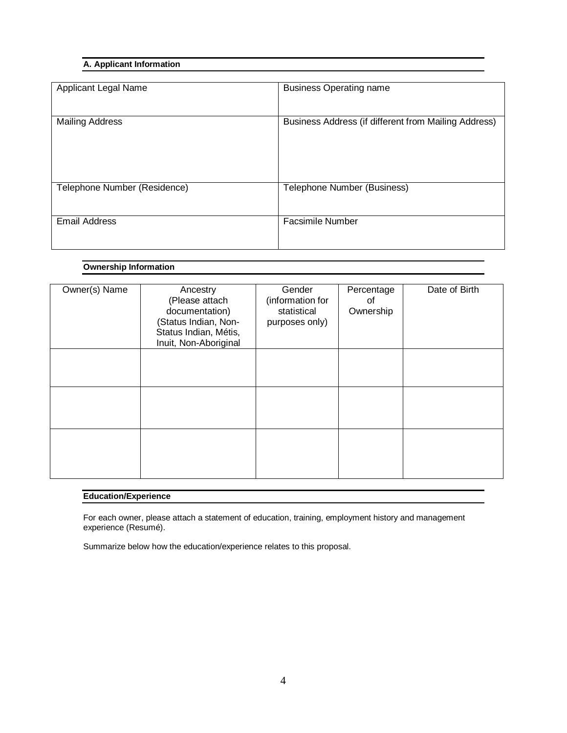## A. Applicant Information

| Applicant Legal Name | Business Operating name |
|---|---|
| Mailing Address | Business Address (if different from Mailing Address) |
| Telephone Number (Residence) | Telephone Number (Business) |
| Email Address | Facsimile Number |

## Ownership Information

| Owner(s) Name | Ancestry (Please attach documentation) (Status Indian, Non-Status Indian, Métis, Inuit, Non-Aboriginal | Gender (information for statistical purposes only) | Percentage of Ownership | Date of Birth |
|---|---|---|---|---|
| | | | | |
| | | | | |
| | | | | |

## Education/Experience

For each owner, please attach a statement of education, training, employment history and management experience (Resumé).

Summarize below how the education/experience relates to this proposal.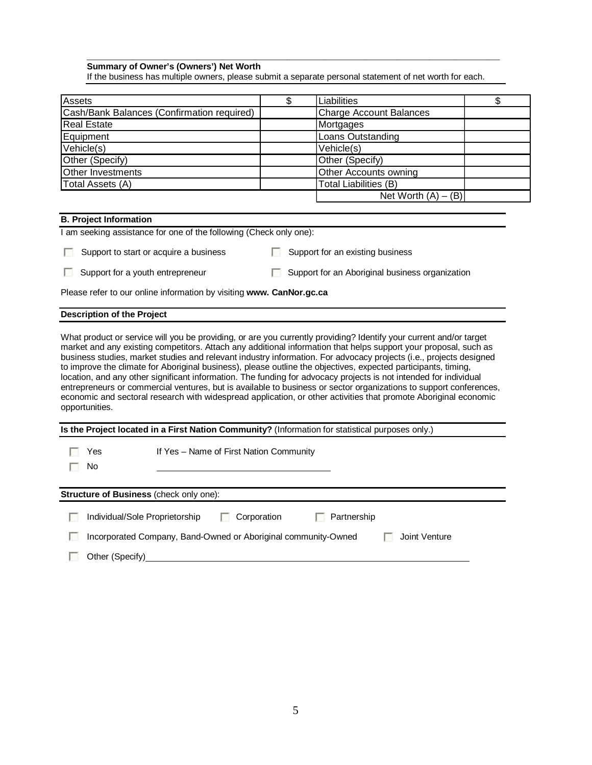**Summary of Owner's (Owners') Net Worth**

If the business has multiple owners, please submit a separate personal statement of net worth for each.

| Assets | $ | Liabilities | $ |
|---|---|---|---|
| Cash/Bank Balances (Confirmation required) | | Charge Account Balances | |
| Real Estate | | Mortgages | |
| Equipment | | Loans Outstanding | |
| Vehicle(s) | | Vehicle(s) | |
| Other (Specify) | | Other (Specify) | |
| Other Investments | | Other Accounts owning | |
| Total Assets (A) | | Total Liabilities (B) | |
| | | Net Worth (A) – (B) | |

**B. Project Information**

I am seeking assistance for one of the following (Check only one):

- ☐ Support to start or acquire a business
- ☐ Support for an existing business
- ☐ Support for a youth entrepreneur
- ☐ Support for an Aboriginal business organization

Please refer to our online information by visiting **www. CanNor.gc.ca**

**Description of the Project**

What product or service will you be providing, or are you currently providing? Identify your current and/or target market and any existing competitors. Attach any additional information that helps support your proposal, such as business studies, market studies and relevant industry information. For advocacy projects (i.e., projects designed to improve the climate for Aboriginal business), please outline the objectives, expected participants, timing, location, and any other significant information. The funding for advocacy projects is not intended for individual entrepreneurs or commercial ventures, but is available to business or sector organizations to support conferences, economic and sectoral research with widespread application, or other activities that promote Aboriginal economic opportunities.

**Is the Project located in a First Nation Community?** (Information for statistical purposes only.)

- ☐ Yes
- ☐ No

If Yes – Name of First Nation Community \_\_\_\_\_\_\_\_\_\_\_\_\_\_\_\_\_\_\_\_\_\_\_\_\_\_\_\_\_\_

**Structure of Business** (check only one):

- ☐ Individual/Sole Proprietorship
- ☐ Corporation
- ☐ Partnership
- ☐ Incorporated Company, Band-Owned or Aboriginal community-Owned
- ☐ Joint Venture
- ☐ Other (Specify)\_\_\_\_\_\_\_\_\_\_\_\_\_\_\_\_\_\_\_\_\_\_\_\_\_\_\_\_\_\_\_\_\_\_\_\_\_\_\_\_\_\_\_\_\_\_\_\_\_\_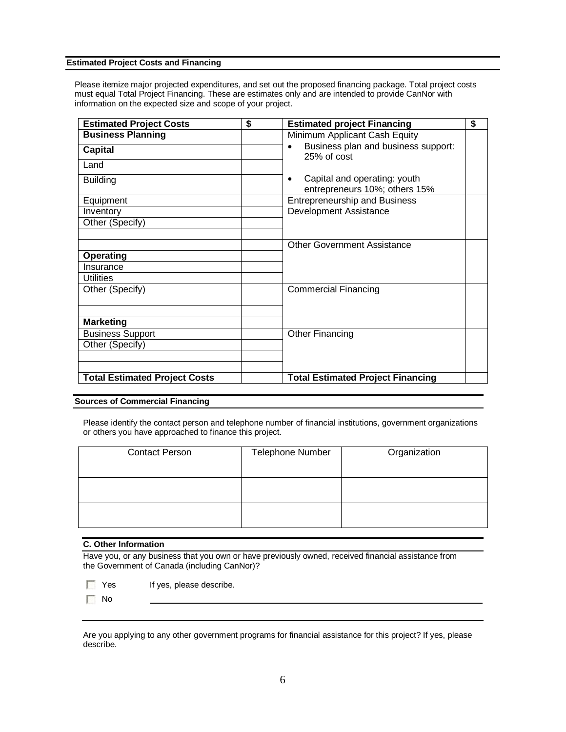## Estimated Project Costs and Financing

Please itemize major projected expenditures, and set out the proposed financing package. Total project costs must equal Total Project Financing. These are estimates only and are intended to provide CanNor with information on the expected size and scope of your project.

| **Estimated Project Costs** | **$** | **Estimated project Financing** | **$** |
|---|---|---|---|
| **Business Planning** | | Minimum Applicant Cash Equity<br>• Business plan and business support: 25% of cost<br>• Capital and operating: youth entrepreneurs 10%; others 15% | |
| **Capital** | | | |
| Land | | | |
| Building | | | |
| Equipment | | Entrepreneurship and Business Development Assistance | |
| Inventory | | | |
| Other (Specify) | | | |
| | | | |
| | | Other Government Assistance | |
| **Operating** | | | |
| Insurance | | | |
| Utilities | | | |
| Other (Specify) | | Commercial Financing | |
| | | | |
| | | | |
| **Marketing** | | | |
| Business Support | | Other Financing | |
| Other (Specify) | | | |
| | | | |
| | | | |
| **Total Estimated Project Costs** | | **Total Estimated Project Financing** | |

## Sources of Commercial Financing

Please identify the contact person and telephone number of financial institutions, government organizations or others you have approached to finance this project.

| Contact Person | Telephone Number | Organization |
|---|---|---|
| | | |
| | | |
| | | |

## C. Other Information

Have you, or any business that you own or have previously owned, received financial assistance from the Government of Canada (including CanNor)?

☐ Yes If yes, please describe.

☐ No

Are you applying to any other government programs for financial assistance for this project? If yes, please describe.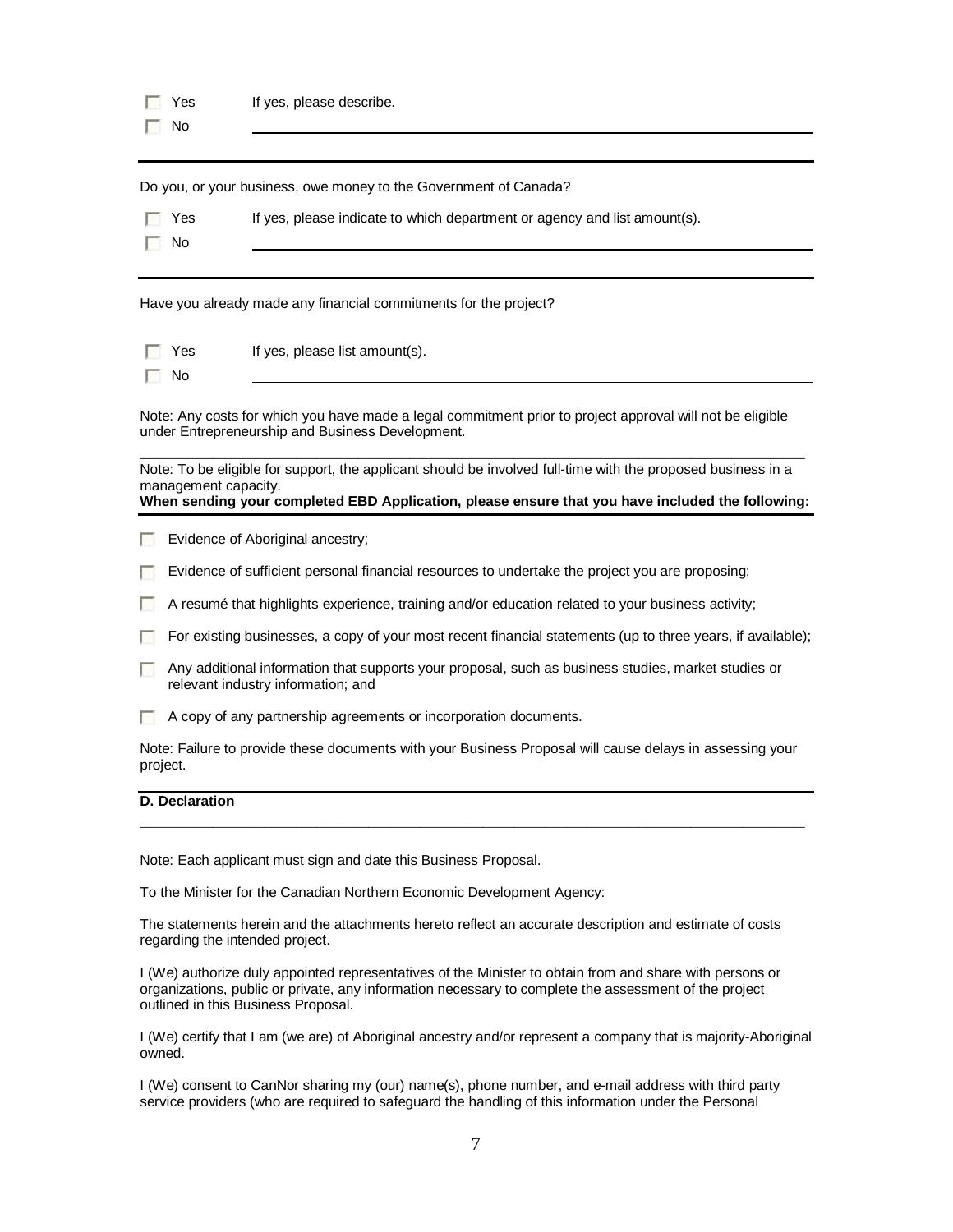- [ ] Yes If yes, please describe.
- [ ] No

---

Do you, or your business, owe money to the Government of Canada?

- [ ] Yes If yes, please indicate to which department or agency and list amount(s).
- [ ] No

---

Have you already made any financial commitments for the project?

- [ ] Yes If yes, please list amount(s).
- [ ] No

Note: Any costs for which you have made a legal commitment prior to project approval will not be eligible under Entrepreneurship and Business Development.

---

Note: To be eligible for support, the applicant should be involved full-time with the proposed business in a management capacity.

**When sending your completed EBD Application, please ensure that you have included the following:**

- [ ] Evidence of Aboriginal ancestry;
- [ ] Evidence of sufficient personal financial resources to undertake the project you are proposing;
- [ ] A resumé that highlights experience, training and/or education related to your business activity;
- [ ] For existing businesses, a copy of your most recent financial statements (up to three years, if available);
- [ ] Any additional information that supports your proposal, such as business studies, market studies or relevant industry information; and
- [ ] A copy of any partnership agreements or incorporation documents.

Note: Failure to provide these documents with your Business Proposal will cause delays in assessing your project.

## D. Declaration

Note: Each applicant must sign and date this Business Proposal.

To the Minister for the Canadian Northern Economic Development Agency:

The statements herein and the attachments hereto reflect an accurate description and estimate of costs regarding the intended project.

I (We) authorize duly appointed representatives of the Minister to obtain from and share with persons or organizations, public or private, any information necessary to complete the assessment of the project outlined in this Business Proposal.

I (We) certify that I am (we are) of Aboriginal ancestry and/or represent a company that is majority-Aboriginal owned.

I (We) consent to CanNor sharing my (our) name(s), phone number, and e-mail address with third party service providers (who are required to safeguard the handling of this information under the Personal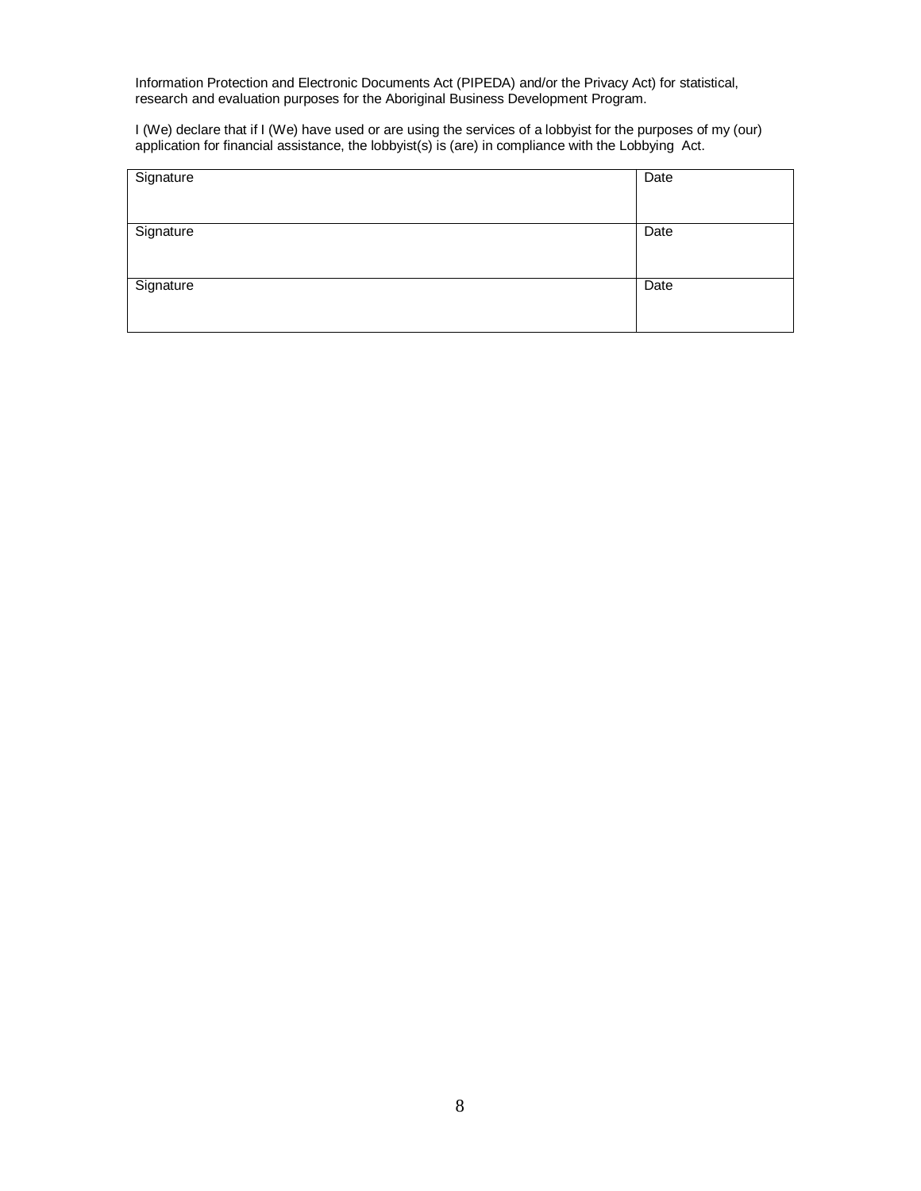Information Protection and Electronic Documents Act (PIPEDA) and/or the Privacy Act) for statistical, research and evaluation purposes for the Aboriginal Business Development Program.

I (We) declare that if I (We) have used or are using the services of a lobbyist for the purposes of my (our) application for financial assistance, the lobbyist(s) is (are) in compliance with the Lobbying Act.

| | |
|---|---|
| Signature | Date |
| Signature | Date |
| Signature | Date |